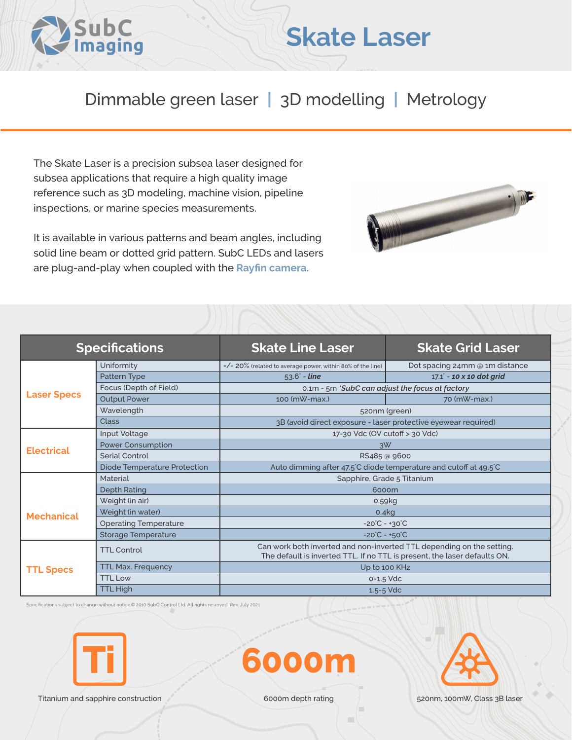# Skate Laser

Dimmable green laser | 3D modelling | Metrology

The Skate Laser is a precision subsea laser designed for subsea applications that require a high quality image reference such as 3D modeling, machine vision, pipeline inspections, or marine species measurements.

It is available in various patterns and beam angles, including solid line beam or dotted grid pattern. SubC LEDs and lasers are plug-and-play when coupled with the Rayfin camera.

| Specifications | | Skate Line Laser | Skate Grid Laser |
|---|---|---|---|
| Laser Specs | Uniformity | +/- 20% (related to average power, within 80% of the line) | Dot spacing 24mm @ 1m distance |
| | Pattern Type | 53.6˚ - ***line*** | 17.1˚ - ***10 x 10 dot grid*** |
| | Focus (Depth of Field) | 0.1m - 5m **\*SubC can adjust the focus at factory** | |
| | Output Power | 100 (mW-max.) | 70 (mW-max.) |
| | Wavelength | 520nm (green) | |
| | Class | 3B (avoid direct exposure - laser protective eyewear required) | |
| Electrical | Input Voltage | 17-30 Vdc (OV cutoff > 30 Vdc) | |
| | Power Consumption | 3W | |
| | Serial Control | RS485 @ 9600 | |
| | Diode Temperature Protection | Auto dimming after 47.5˚C diode temperature and cutoff at 49.5˚C | |
| Mechanical | Material | Sapphire, Grade 5 Titanium | |
| | Depth Rating | 6000m | |
| | Weight (in air) | 0.59kg | |
| | Weight (in water) | 0.4kg | |
| | Operating Temperature | -20˚C - +30˚C | |
| | Storage Temperature | -20˚C - +50˚C | |
| TTL Specs | TTL Control | Can work both inverted and non-inverted TTL depending on the setting. The default is inverted TTL. If no TTL is present, the laser defaults ON. | |
| | TTL Max. Frequency | Up to 100 KHz | |
| | TTL Low | 0-1.5 Vdc | |
| | TTL High | 1.5-5 Vdc | |

Specifications subject to change without notice © 2010 SubC Control Ltd. All rights reserved. Rev. July 2021

Titanium and sapphire construction

6000m depth rating

520nm, 100mW, Class 3B laser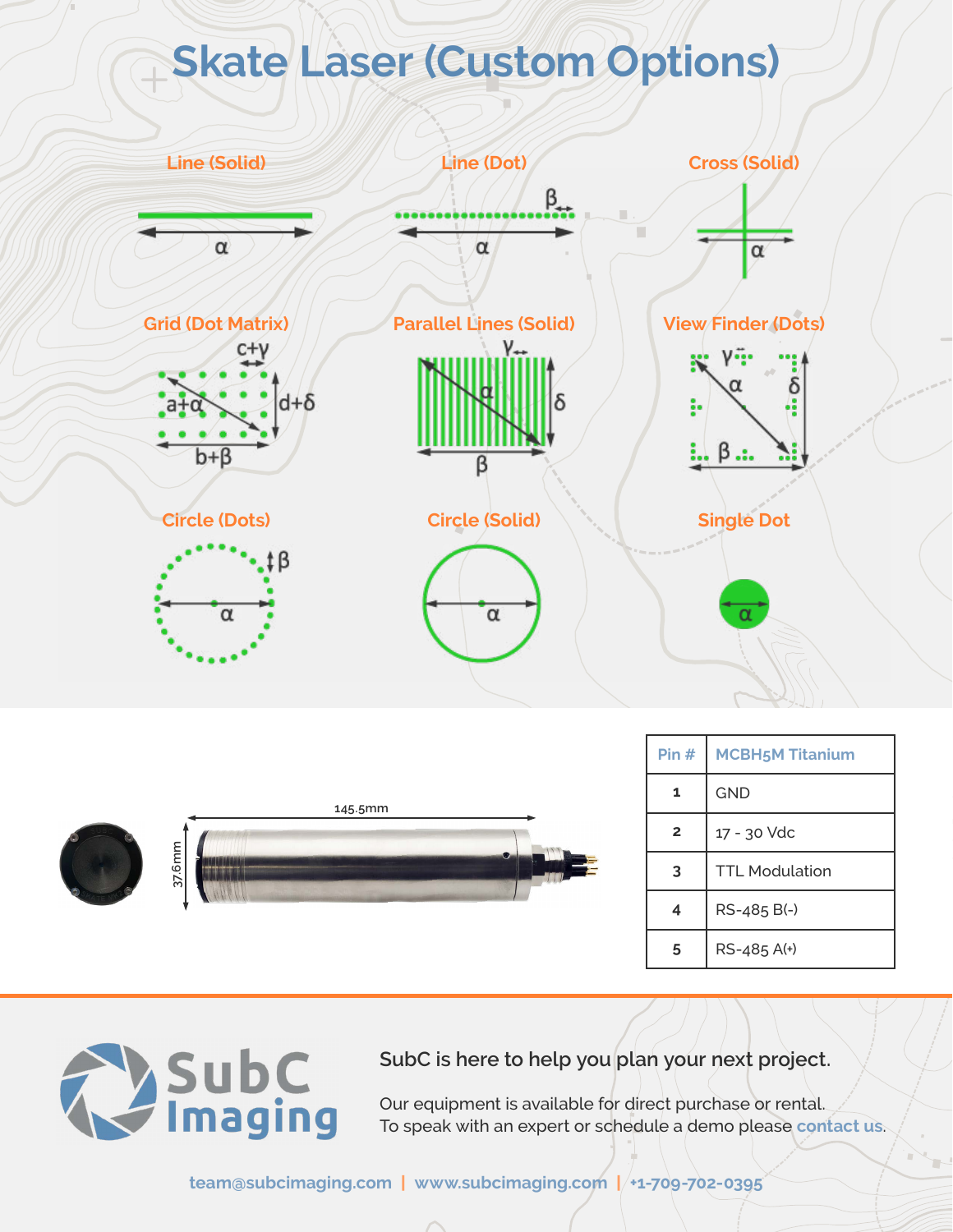# Skate Laser (Custom Options)

Line (Solid)

α

Line (Dot)

β

α

Cross (Solid)

α

Grid (Dot Matrix)

c+γ

a+α

d+δ

b+β

Parallel Lines (Solid)

γ

α

δ

β

View Finder (Dots)

γ

α

δ

β

Circle (Dots)

β

α

Circle (Solid)

α

Single Dot

α

145.5mm

37.6mm

| Pin # | MCBH5M Titanium |
|---|---|
| 1 | GND |
| 2 | 17 - 30 Vdc |
| 3 | TTL Modulation |
| 4 | RS-485 B(-) |
| 5 | RS-485 A(+) |

SubC Imaging

**SubC is here to help you plan your next project.**

Our equipment is available for direct purchase or rental.
To speak with an expert or schedule a demo please contact us.

team@subcimaging.com | www.subcimaging.com | +1-709-702-0395